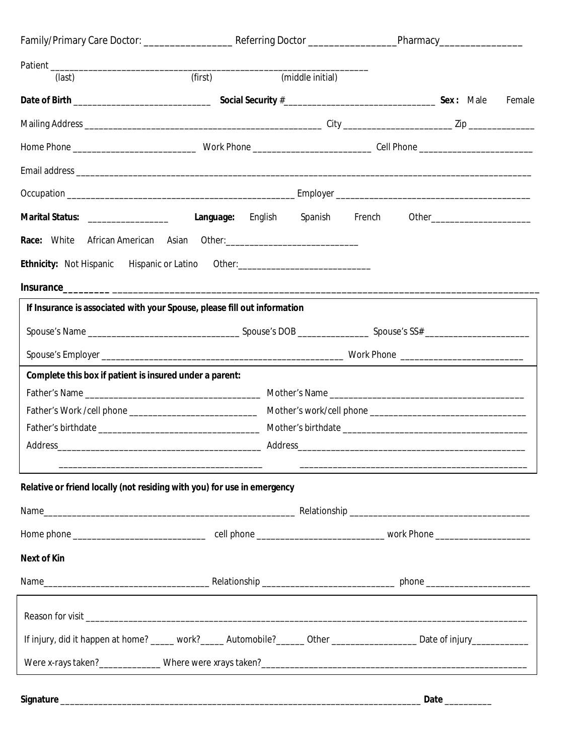Family/Primary Care Doctor: _________________ Referring Doctor _________________ Pharmacy________________

Patient ___________________________________________________________________
(last) (first) (middle initial)

**Date of Birth** ____________________________ **Social Security #**_______________________________ **Sex:** Male Female

Mailing Address ________________________________________________ City _______________________ Zip ______________

Home Phone __________________________ Work Phone _________________________ Cell Phone ________________________

Email address ______________________________________________________________________________________________

Occupation ______________________________________________ Employer ________________________________________

**Marital Status:** _________________ **Language:** English Spanish French Other_____________________

**Race:** White African American Asian Other:____________________________

**Ethnicity:** Not Hispanic Hispanic or Latino Other:____________________________

**Insurance**_________ ________________________________________________________________________________

**If Insurance is associated with your Spouse, please fill out information**

Spouse's Name _______________________________ Spouse's DOB _______________ Spouse's SS# ______________________

Spouse's Employer ___________________________________________________ Work Phone __________________________

**Complete this box if patient is insured under a parent:**

Father's Name _____________________________________ Mother's Name __________________________________________

Father's Work /cell phone ___________________________ Mother's work/cell phone __________________________________

Father's birthdate __________________________________ Mother's birthdate ________________________________________

Address___________________________________________ Address_________________________________________________

___________________________________________ ________________________________________________

**Relative or friend locally (not residing with you) for use in emergency**

Name_____________________________________________________ Relationship _____________________________________

Home phone ____________________________ cell phone ____________________________ work Phone ____________________

**Next of Kin**

Name__________________________________ Relationship ____________________________ phone ______________________

Reason for visit ____________________________________________________________________________________________

If injury, did it happen at home? _____ work?_____ Automobile?______ Other __________________ Date of injury____________

Were x-rays taken?_____________ Where were xrays taken?_________________________________________________________

**Signature** _____________________________________________________________________________ **Date** __________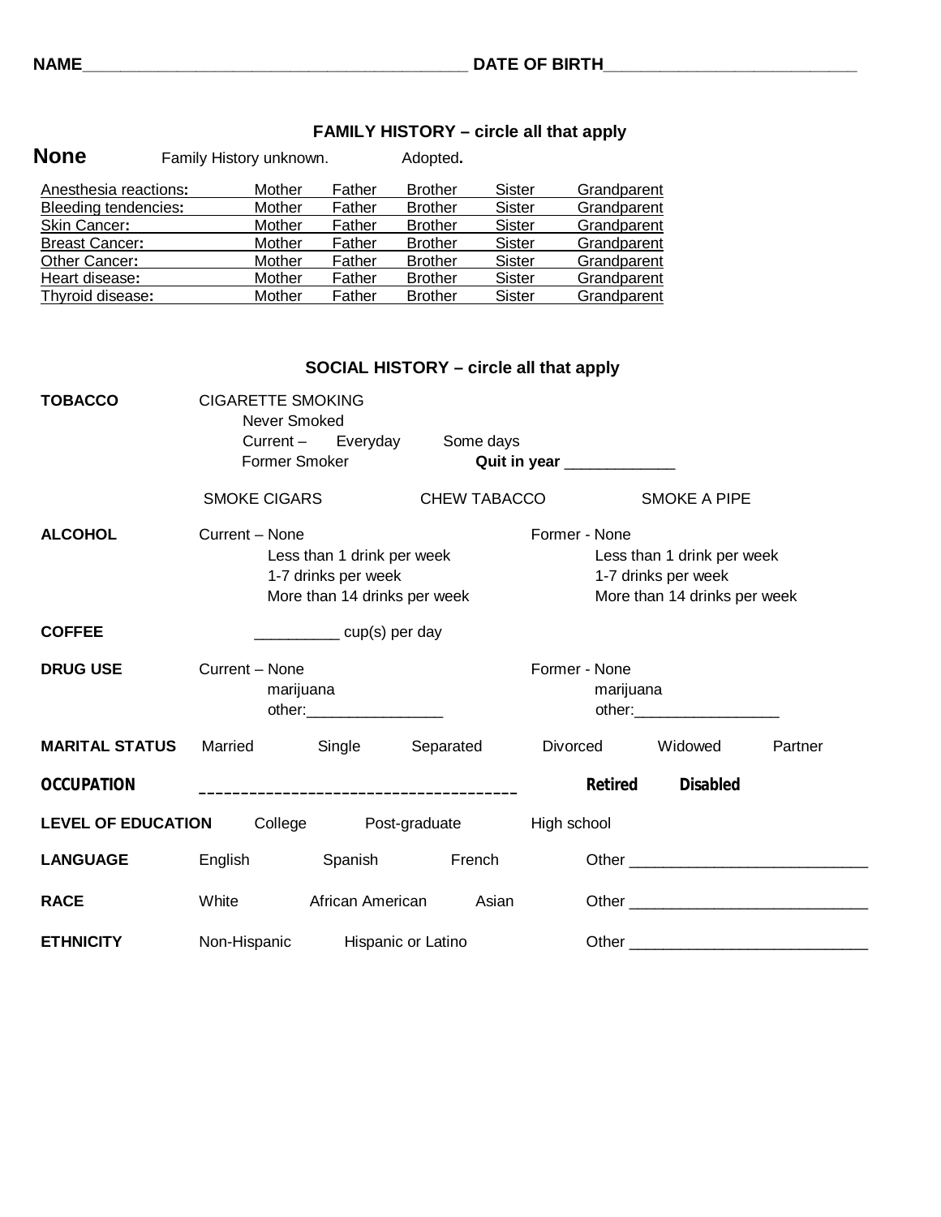**NAME**\_\_\_\_\_\_\_\_\_\_\_\_\_\_\_\_\_\_\_\_\_\_\_\_\_\_\_\_\_\_\_\_\_\_\_\_\_\_\_\_\_\_\_\_ **DATE OF BIRTH**\_\_\_\_\_\_\_\_\_\_\_\_\_\_\_\_\_\_\_\_\_\_\_\_\_\_\_\_\_

## FAMILY HISTORY – circle all that apply

**None** Family History unknown. Adopted.

| | | | | | |
|---|---|---|---|---|---|
| Anesthesia reactions: | Mother | Father | Brother | Sister | Grandparent |
| Bleeding tendencies: | Mother | Father | Brother | Sister | Grandparent |
| Skin Cancer: | Mother | Father | Brother | Sister | Grandparent |
| Breast Cancer: | Mother | Father | Brother | Sister | Grandparent |
| Other Cancer: | Mother | Father | Brother | Sister | Grandparent |
| Heart disease: | Mother | Father | Brother | Sister | Grandparent |
| Thyroid disease: | Mother | Father | Brother | Sister | Grandparent |

## SOCIAL HISTORY – circle all that apply

**TOBACCO**
CIGARETTE SMOKING
- Never Smoked
- Current – Everyday Some days
- Former Smoker **Quit in year** \_\_\_\_\_\_\_\_\_\_\_\_\_

SMOKE CIGARS CHEW TABACCO SMOKE A PIPE

**ALCOHOL**

| Current | Former |
|---|---|
| Current – None | Former - None |
| Less than 1 drink per week | Less than 1 drink per week |
| 1-7 drinks per week | 1-7 drinks per week |
| More than 14 drinks per week | More than 14 drinks per week |

**COFFEE** \_\_\_\_\_\_\_\_\_\_ cup(s) per day

**DRUG USE**

| Current | Former |
|---|---|
| Current – None | Former - None |
| marijuana | marijuana |
| other:\_\_\_\_\_\_\_\_\_\_\_\_\_\_\_\_ | other:\_\_\_\_\_\_\_\_\_\_\_\_\_\_\_\_\_ |

**MARITAL STATUS** Married Single Separated Divorced Widowed Partner

**OCCUPATION** \_\_\_\_\_\_\_\_\_\_\_\_\_\_\_\_\_\_\_\_\_\_\_\_\_\_\_\_\_\_\_\_\_\_\_\_\_\_\_\_ **Retired** **Disabled**

**LEVEL OF EDUCATION** College Post-graduate High school

**LANGUAGE** English Spanish French Other \_\_\_\_\_\_\_\_\_\_\_\_\_\_\_\_\_\_\_\_\_\_\_\_\_\_\_\_

**RACE** White African American Asian Other \_\_\_\_\_\_\_\_\_\_\_\_\_\_\_\_\_\_\_\_\_\_\_\_\_\_\_\_

**ETHNICITY** Non-Hispanic Hispanic or Latino Other \_\_\_\_\_\_\_\_\_\_\_\_\_\_\_\_\_\_\_\_\_\_\_\_\_\_\_\_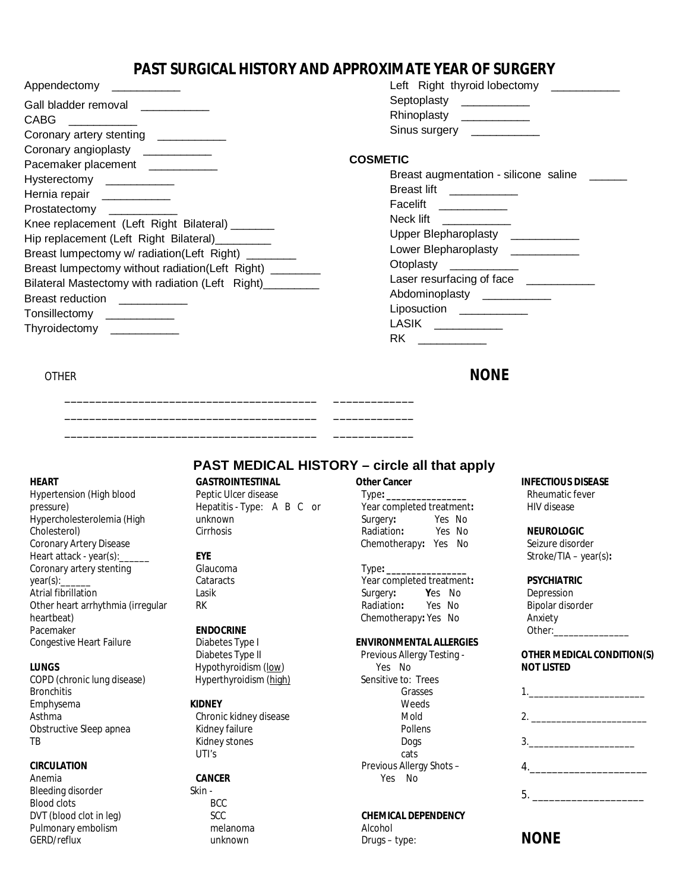## PAST SURGICAL HISTORY AND APPROXIMATE YEAR OF SURGERY

Appendectomy ___________
Gall bladder removal ___________
CABG ___________
Coronary artery stenting ___________
Coronary angioplasty ___________
Pacemaker placement ___________
Hysterectomy ___________
Hernia repair ___________
Prostatectomy ___________
Knee replacement (Left Right Bilateral) _______
Hip replacement (Left Right Bilateral)_________
Breast lumpectomy w/ radiation(Left Right) ________
Breast lumpectomy without radiation(Left Right) ________
Bilateral Mastectomy with radiation (Left Right)_________
Breast reduction ___________
Tonsillectomy ___________
Thyroidectomy ___________

Left Right thyroid lobectomy ___________
Septoplasty ___________
Rhinoplasty ___________
Sinus surgery ___________

**COSMETIC**

Breast augmentation - silicone saline ______
Breast lift ___________
Facelift ___________
Neck lift ___________
Upper Blepharoplasty ___________
Lower Blepharoplasty ___________
Otoplasty ___________
Laser resurfacing of face ___________
Abdominoplasty ___________
Liposuction ___________
LASIK ___________
RK ___________

OTHER

________________________________________ ____________
________________________________________ ____________
________________________________________ ____________

**NONE**

## PAST MEDICAL HISTORY – circle all that apply

**HEART**
Hypertension (High blood pressure)
Hypercholesterolemia (High Cholesterol)
Coronary Artery Disease
Heart attack - year(s):______
Coronary artery stenting year(s):______
Atrial fibrillation
Other heart arrhythmia (irregular heartbeat)
Pacemaker
Congestive Heart Failure

**LUNGS**
COPD (chronic lung disease)
Bronchitis
Emphysema
Asthma
Obstructive Sleep apnea
TB

**CIRCULATION**
Anemia
Bleeding disorder
Blood clots
DVT (blood clot in leg)
Pulmonary embolism
GERD/reflux

**GASTROINTESTINAL**
Peptic Ulcer disease
Hepatitis - Type: A B C or unknown
Cirrhosis

**EYE**
Glaucoma
Cataracts
Lasik
RK

**ENDOCRINE**
Diabetes Type I
Diabetes Type II
Hypothyroidism (low)
Hyperthyroidism (high)

**KIDNEY**
Chronic kidney disease
Kidney failure
Kidney stones
UTI's

**CANCER**
Skin -
BCC
SCC
melanoma
unknown

**Other Cancer**
Type: ________________
Year completed treatment:
Surgery: Yes No
Radiation: Yes No
Chemotherapy: Yes No

Type: ________________
Year completed treatment:
Surgery: Yes No
Radiation: Yes No
Chemotherapy: Yes No

**ENVIRONMENTAL ALLERGIES**
Previous Allergy Testing - Yes No
Sensitive to: Trees
Grasses
Weeds
Mold
Pollens
Dogs
cats
Previous Allergy Shots – Yes No

**CHEMICAL DEPENDENCY**
Alcohol
Drugs – type:

**INFECTIOUS DISEASE**
Rheumatic fever
HIV disease

**NEUROLOGIC**
Seizure disorder
Stroke/TIA – year(s):

**PSYCHIATRIC**
Depression
Bipolar disorder
Anxiety
Other:_______________

**OTHER MEDICAL CONDITION(S) NOT LISTED**

1.______________________
2. ______________________
3.____________________
4.______________________
5. ____________________

**NONE**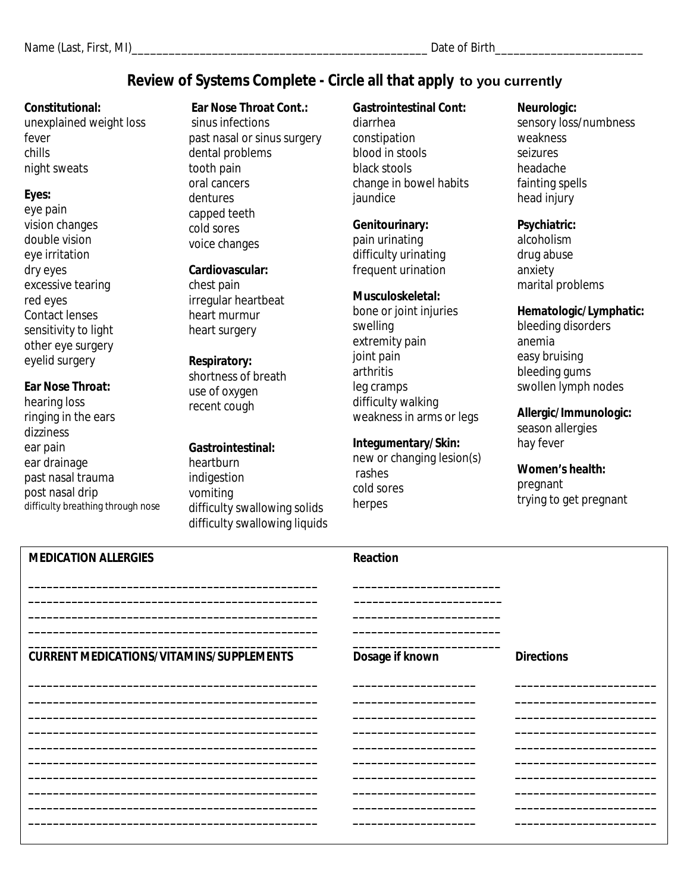Name (Last, First, MI)_______________________________________________ Date of Birth______________________

## Review of Systems Complete - Circle all that apply to you currently

**Constitutional:**
unexplained weight loss
fever
chills
night sweats

**Eyes:**
eye pain
vision changes
double vision
eye irritation
dry eyes
excessive tearing
red eyes
Contact lenses
sensitivity to light
other eye surgery
eyelid surgery

**Ear Nose Throat:**
hearing loss
ringing in the ears
dizziness
ear pain
ear drainage
past nasal trauma
post nasal drip
difficulty breathing through nose

**Ear Nose Throat Cont.:**
sinus infections
past nasal or sinus surgery
dental problems
tooth pain
oral cancers
dentures
capped teeth
cold sores
voice changes

**Cardiovascular:**
chest pain
irregular heartbeat
heart murmur
heart surgery

**Respiratory:**
shortness of breath
use of oxygen
recent cough

**Gastrointestinal:**
heartburn
indigestion
vomiting
difficulty swallowing solids
difficulty swallowing liquids

**Gastrointestinal Cont:**
diarrhea
constipation
blood in stools
black stools
change in bowel habits
jaundice

**Genitourinary:**
pain urinating
difficulty urinating
frequent urination

**Musculoskeletal:**
bone or joint injuries
swelling
extremity pain
joint pain
arthritis
leg cramps
difficulty walking
weakness in arms or legs

**Integumentary/Skin:**
new or changing lesion(s)
rashes
cold sores
herpes

**Neurologic:**
sensory loss/numbness
weakness
seizures
headache
fainting spells
head injury

**Psychiatric:**
alcoholism
drug abuse
anxiety
marital problems

**Hematologic/Lymphatic:**
bleeding disorders
anemia
easy bruising
bleeding gums
swollen lymph nodes

**Allergic/Immunologic:**
season allergies
hay fever

**Women's health:**
pregnant
trying to get pregnant

| MEDICATION ALLERGIES | Reaction |
| --- | --- |
| ____________________________________________ | ______________________ |
| ____________________________________________ | ______________________ |
| ____________________________________________ | ______________________ |
| ____________________________________________ | ______________________ |
| ____________________________________________ | ______________________ |

| CURRENT MEDICATIONS/VITAMINS/SUPPLEMENTS | Dosage if known | Directions |
| --- | --- | --- |
| ____________________________________________ | ___________________ | ______________________ |
| ____________________________________________ | ___________________ | ______________________ |
| ____________________________________________ | ___________________ | ______________________ |
| ____________________________________________ | ___________________ | ______________________ |
| ____________________________________________ | ___________________ | ______________________ |
| ____________________________________________ | ___________________ | ______________________ |
| ____________________________________________ | ___________________ | ______________________ |
| ____________________________________________ | ___________________ | ______________________ |
| ____________________________________________ | ___________________ | ______________________ |
| ____________________________________________ | ___________________ | ______________________ |
| ____________________________________________ | ___________________ | ______________________ |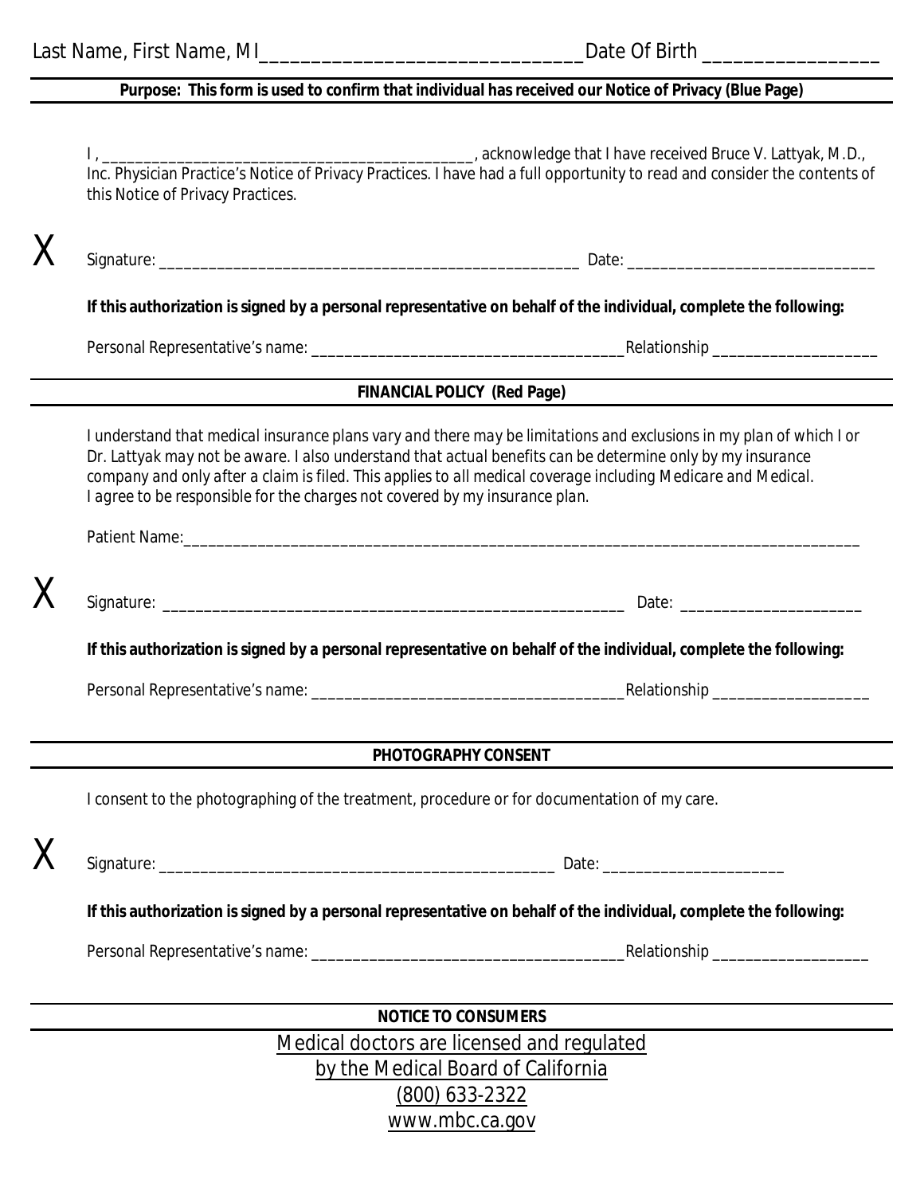Last Name, First Name, MI_______________________________Date Of Birth _________________

**Purpose: This form is used to confirm that individual has received our Notice of Privacy (Blue Page)**

I , ______________________________________________, acknowledge that I have received Bruce V. Lattyak, M.D., Inc. Physician Practice's Notice of Privacy Practices. I have had a full opportunity to read and consider the contents of this Notice of Privacy Practices.

X Signature: _____________________________________________________ Date: ______________________________

**If this authorization is signed by a personal representative on behalf of the individual, complete the following:**

Personal Representative's name: ______________________________________Relationship ____________________

**FINANCIAL POLICY (Red Page)**

*I understand that medical insurance plans vary and there may be limitations and exclusions in my plan of which I or Dr. Lattyak may not be aware. I also understand that actual benefits can be determine only by my insurance company and only after a claim is filed. This applies to all medical coverage including Medicare and Medical. I agree to be responsible for the charges not covered by my insurance plan.*

Patient Name:___________________________________________________________________________________

X Signature: ___________________________________________________________ Date: ______________________

**If this authorization is signed by a personal representative on behalf of the individual, complete the following:**

Personal Representative's name: ______________________________________Relationship ___________________

**PHOTOGRAPHY CONSENT**

I consent to the photographing of the treatment, procedure or for documentation of my care.

X Signature: __________________________________________________ Date: ______________________

**If this authorization is signed by a personal representative on behalf of the individual, complete the following:**

Personal Representative's name: ______________________________________Relationship ___________________

**NOTICE TO CONSUMERS**

Medical doctors are licensed and regulated by the Medical Board of California
(800) 633-2322
www.mbc.ca.gov